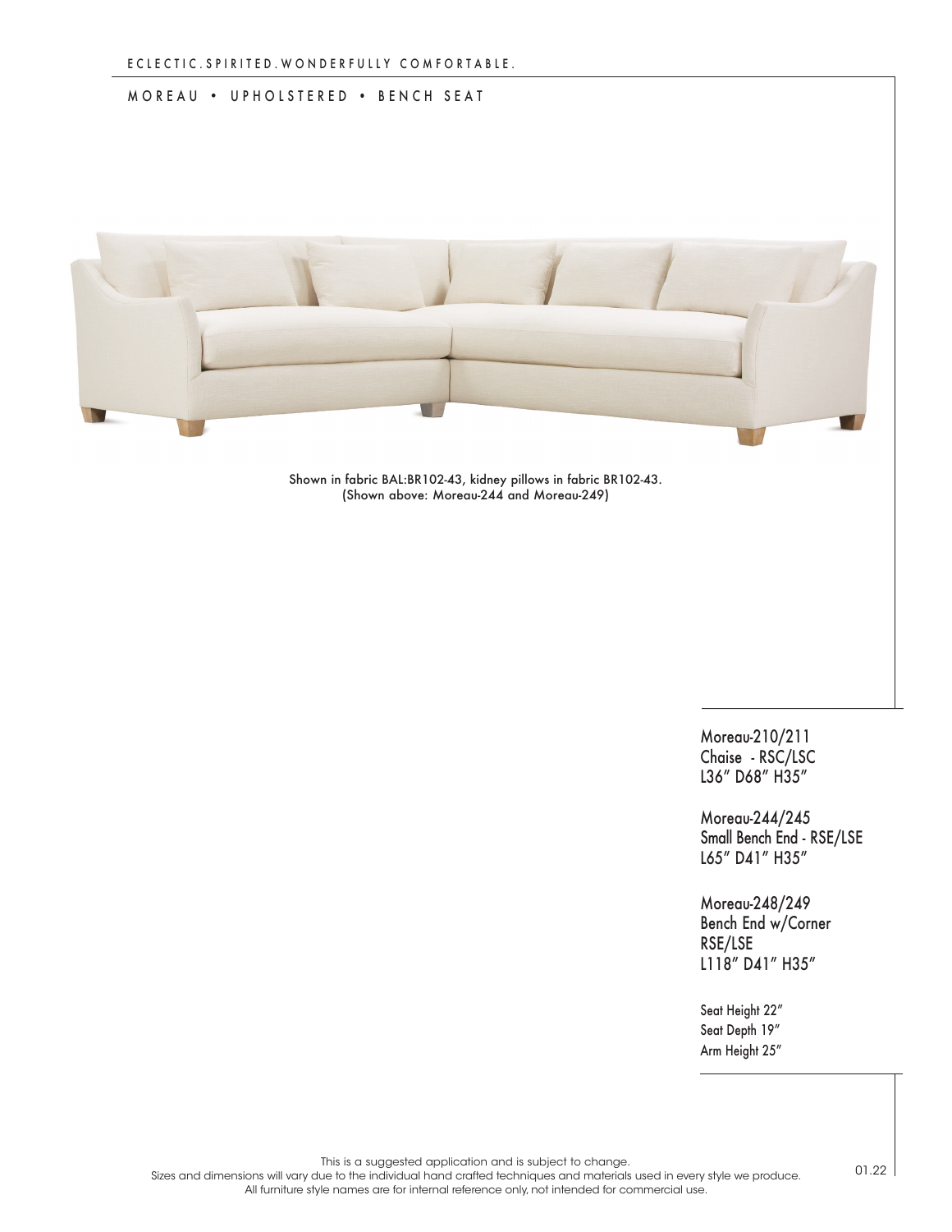ECLECTIC.SPIRITED.WONDERFULLY COMFORTABLE.

# MOREAU • UPHOLSTERED • BENCH SEAT

Shown in fabric BAL:BR102-43, kidney pillows in fabric BR102-43.
(Shown above: Moreau-244 and Moreau-249)

Moreau-210/211
Chaise - RSC/LSC
L36″ D68″ H35″

Moreau-244/245
Small Bench End - RSE/LSE
L65″ D41″ H35″

Moreau-248/249
Bench End w/Corner
RSE/LSE
L118″ D41″ H35″

Seat Height 22″
Seat Depth 19″
Arm Height 25″

This is a suggested application and is subject to change.
Sizes and dimensions will vary due to the individual hand crafted techniques and materials used in every style we produce.
All furniture style names are for internal reference only, not intended for commercial use.

01.22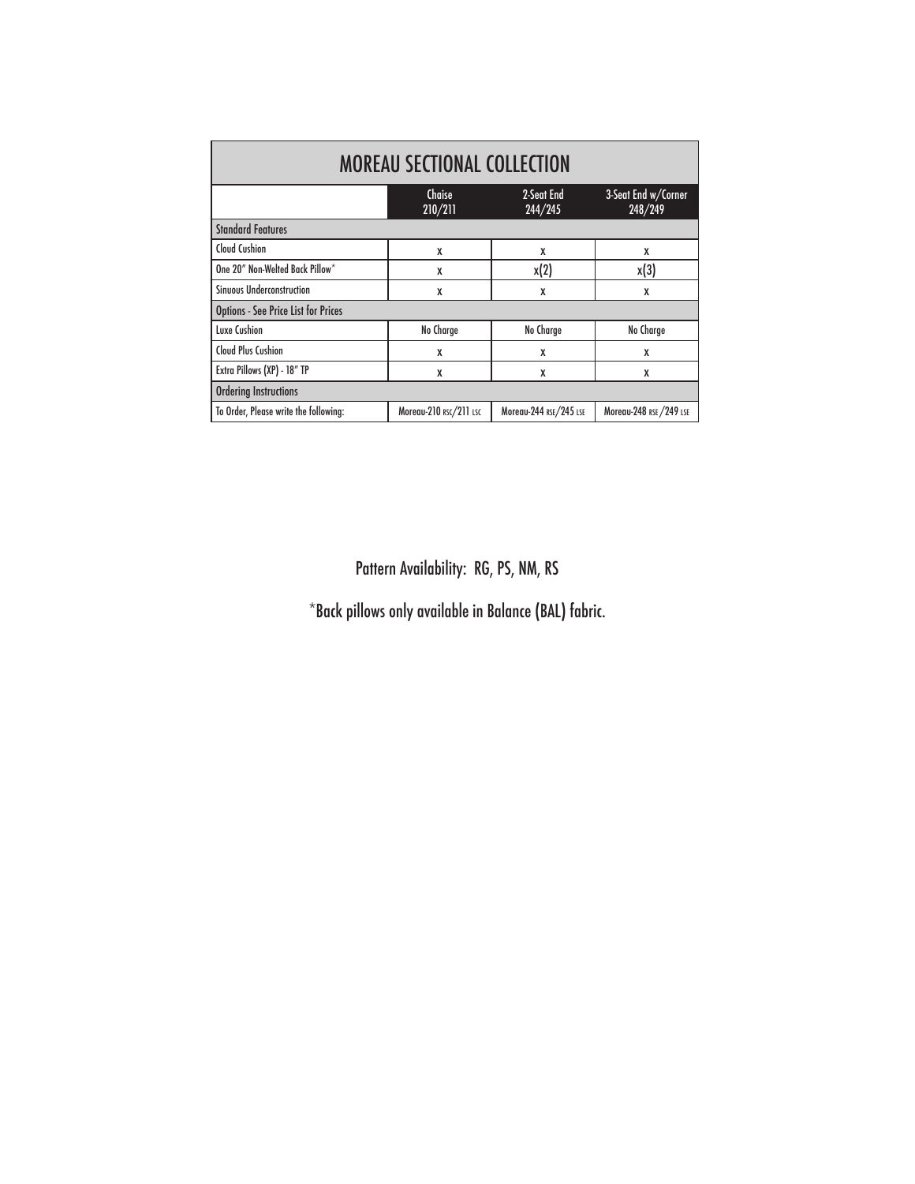# MOREAU SECTIONAL COLLECTION

| | Chaise 210/211 | 2-Seat End 244/245 | 3-Seat End w/Corner 248/249 |
|---|---|---|---|
| **Standard Features** | | | |
| Cloud Cushion | x | x | x |
| One 20" Non-Welted Back Pillow* | x | x(2) | x(3) |
| Sinuous Underconstruction | x | x | x |
| **Options - See Price List for Prices** | | | |
| Luxe Cushion | No Charge | No Charge | No Charge |
| Cloud Plus Cushion | x | x | x |
| Extra Pillows (XP) - 18" TP | x | x | x |
| **Ordering Instructions** | | | |
| To Order, Please write the following: | Moreau-210 RSC/211 LSC | Moreau-244 RSE/245 LSE | Moreau-248 RSE/249 LSE |

Pattern Availability: RG, PS, NM, RS

*Back pillows only available in Balance (BAL) fabric.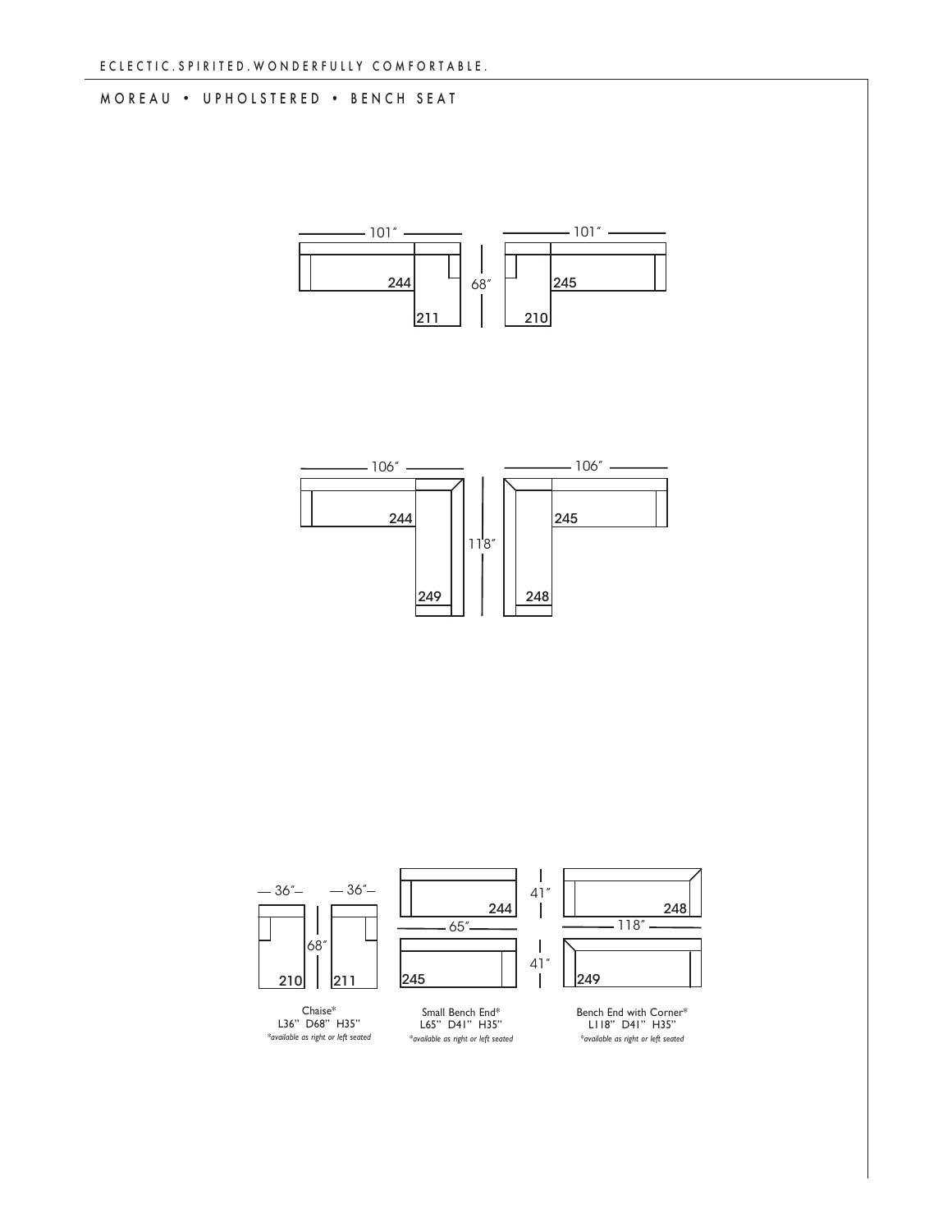ECLECTIC.SPIRITED.WONDERFULLY COMFORTABLE.

## MOREAU • UPHOLSTERED • BENCH SEAT

101″

244

211

68″

101″

245

210

106″

244

249

118″

106″

245

248

36″

36″

68″

210

211

Chaise*
L36" D68" H35"
*available as right or left seated*

244

65″

245

41″

41″

Small Bench End*
L65" D41" H35"
*available as right or left seated*

248

118″

249

Bench End with Corner*
L118" D41" H35"
*available as right or left seated*